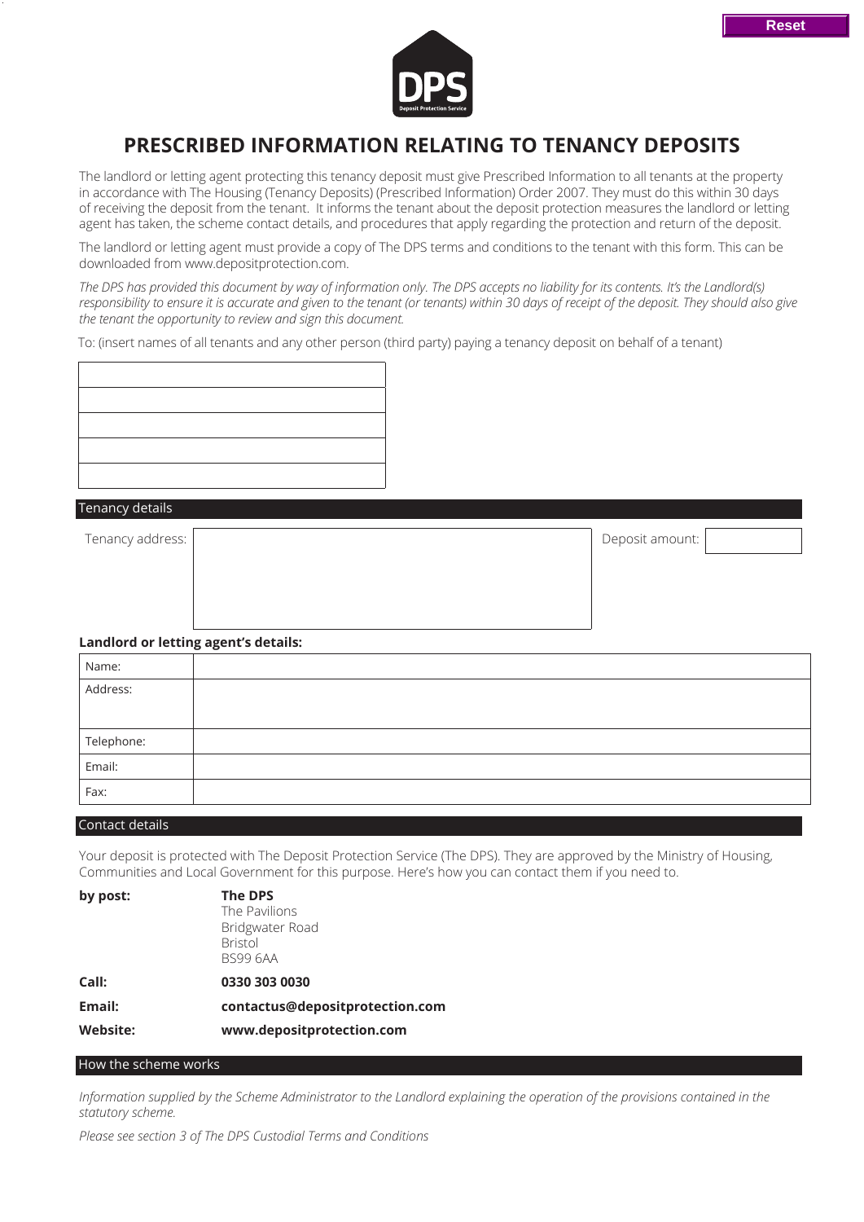# PRESCRIBED INFORMATION RELATING TO TENANCY DEPOSITS

The landlord or letting agent protecting this tenancy deposit must give Prescribed Information to all tenants at the property in accordance with The Housing (Tenancy Deposits) (Prescribed Information) Order 2007. They must do this within 30 days of receiving the deposit from the tenant. It informs the tenant about the deposit protection measures the landlord or letting agent has taken, the scheme contact details, and procedures that apply regarding the protection and return of the deposit.

The landlord or letting agent must provide a copy of The DPS terms and conditions to the tenant with this form. This can be downloaded from www.depositprotection.com.

*The DPS has provided this document by way of information only. The DPS accepts no liability for its contents. It's the Landlord(s) responsibility to ensure it is accurate and given to the tenant (or tenants) within 30 days of receipt of the deposit. They should also give the tenant the opportunity to review and sign this document.*

To: (insert names of all tenants and any other person (third party) paying a tenancy deposit on behalf of a tenant)

| |
|---|
| |
| |
| |
| |
| |

## Tenancy details

| Tenancy address: | | Deposit amount: | |
|---|---|---|---|

**Landlord or letting agent's details:**

| | |
|---|---|
| Name: | |
| Address: | |
| Telephone: | |
| Email: | |
| Fax: | |

## Contact details

Your deposit is protected with The Deposit Protection Service (The DPS). They are approved by the Ministry of Housing, Communities and Local Government for this purpose. Here's how you can contact them if you need to.

**by post:**
**The DPS**
The Pavilions
Bridgwater Road
Bristol
BS99 6AA

**Call:** **0330 303 0030**

**Email:** **contactus@depositprotection.com**

**Website:** **www.depositprotection.com**

## How the scheme works

*Information supplied by the Scheme Administrator to the Landlord explaining the operation of the provisions contained in the statutory scheme.*

*Please see section 3 of The DPS Custodial Terms and Conditions*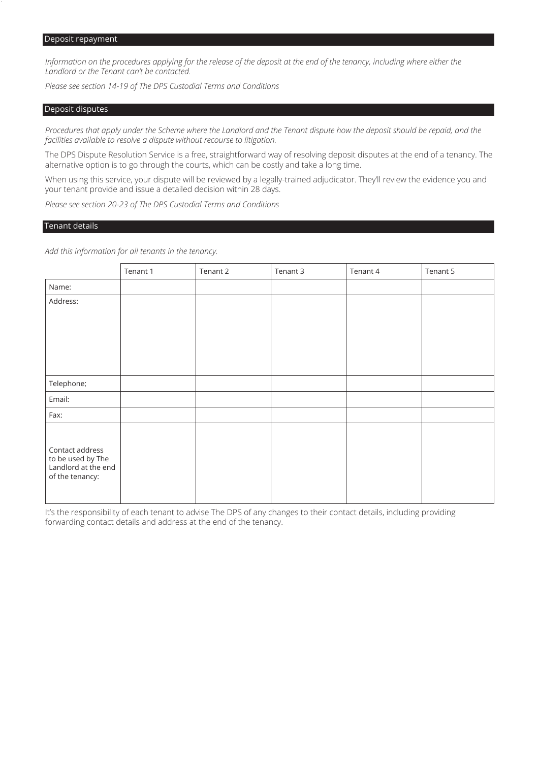## Deposit repayment

*Information on the procedures applying for the release of the deposit at the end of the tenancy, including where either the Landlord or the Tenant can't be contacted.*

*Please see section 14-19 of The DPS Custodial Terms and Conditions*

## Deposit disputes

*Procedures that apply under the Scheme where the Landlord and the Tenant dispute how the deposit should be repaid, and the facilities available to resolve a dispute without recourse to litigation.*

The DPS Dispute Resolution Service is a free, straightforward way of resolving deposit disputes at the end of a tenancy. The alternative option is to go through the courts, which can be costly and take a long time.

When using this service, your dispute will be reviewed by a legally-trained adjudicator. They'll review the evidence you and your tenant provide and issue a detailed decision within 28 days.

*Please see section 20-23 of The DPS Custodial Terms and Conditions*

## Tenant details

*Add this information for all tenants in the tenancy.*

| | Tenant 1 | Tenant 2 | Tenant 3 | Tenant 4 | Tenant 5 |
|---|---|---|---|---|---|
| Name: | | | | | |
| Address: | | | | | |
| Telephone; | | | | | |
| Email: | | | | | |
| Fax: | | | | | |
| Contact address to be used by The Landlord at the end of the tenancy: | | | | | |

It's the responsibility of each tenant to advise The DPS of any changes to their contact details, including providing forwarding contact details and address at the end of the tenancy.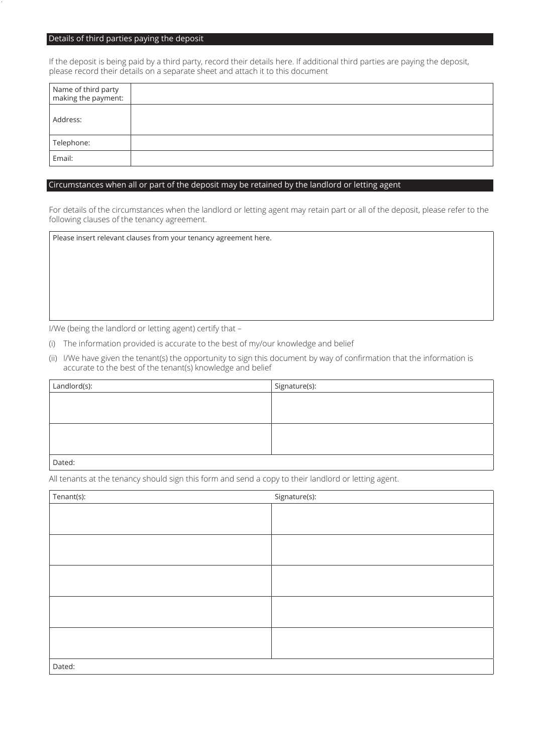## Details of third parties paying the deposit

If the deposit is being paid by a third party, record their details here. If additional third parties are paying the deposit, please record their details on a separate sheet and attach it to this document

| | |
|---|---|
| Name of third party making the payment: | |
| Address: | |
| Telephone: | |
| Email: | |

## Circumstances when all or part of the deposit may be retained by the landlord or letting agent

For details of the circumstances when the landlord or letting agent may retain part or all of the deposit, please refer to the following clauses of the tenancy agreement.

| |
|---|
| Please insert relevant clauses from your tenancy agreement here. |

I/We (being the landlord or letting agent) certify that –

(i) The information provided is accurate to the best of my/our knowledge and belief

(ii) I/We have given the tenant(s) the opportunity to sign this document by way of confirmation that the information is accurate to the best of the tenant(s) knowledge and belief

| Landlord(s): | Signature(s): |
|---|---|
| | |
| | |
| Dated: | |

All tenants at the tenancy should sign this form and send a copy to their landlord or letting agent.

| Tenant(s): | Signature(s): |
|---|---|
| | |
| | |
| | |
| | |
| | |
| Dated: | |